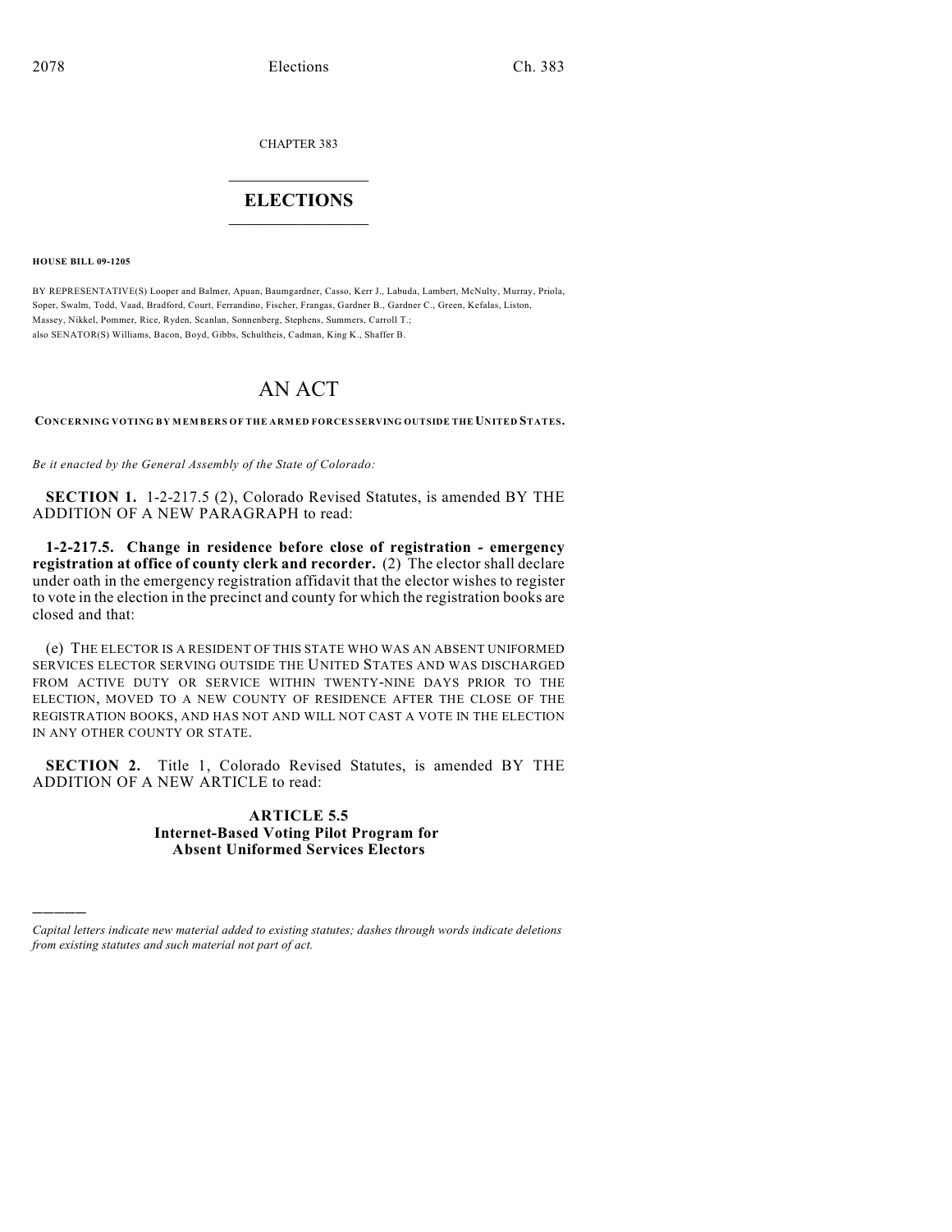CHAPTER 383

# ELECTIONS

**HOUSE BILL 09-1205**

BY REPRESENTATIVE(S) Looper and Balmer, Apuan, Baumgardner, Casso, Kerr J., Labuda, Lambert, McNulty, Murray, Priola, Soper, Swalm, Todd, Vaad, Bradford, Court, Ferrandino, Fischer, Frangas, Gardner B., Gardner C., Green, Kefalas, Liston, Massey, Nikkel, Pommer, Rice, Ryden, Scanlan, Sonnenberg, Stephens, Summers, Carroll T.;
also SENATOR(S) Williams, Bacon, Boyd, Gibbs, Schultheis, Cadman, King K., Shaffer B.

# AN ACT

**CONCERNING VOTING BY MEMBERS OF THE ARMED FORCES SERVING OUTSIDE THE UNITED STATES.**

*Be it enacted by the General Assembly of the State of Colorado:*

**SECTION 1.** 1-2-217.5 (2), Colorado Revised Statutes, is amended BY THE ADDITION OF A NEW PARAGRAPH to read:

**1-2-217.5. Change in residence before close of registration - emergency registration at office of county clerk and recorder.** (2) The elector shall declare under oath in the emergency registration affidavit that the elector wishes to register to vote in the election in the precinct and county for which the registration books are closed and that:

(e) THE ELECTOR IS A RESIDENT OF THIS STATE WHO WAS AN ABSENT UNIFORMED SERVICES ELECTOR SERVING OUTSIDE THE UNITED STATES AND WAS DISCHARGED FROM ACTIVE DUTY OR SERVICE WITHIN TWENTY-NINE DAYS PRIOR TO THE ELECTION, MOVED TO A NEW COUNTY OF RESIDENCE AFTER THE CLOSE OF THE REGISTRATION BOOKS, AND HAS NOT AND WILL NOT CAST A VOTE IN THE ELECTION IN ANY OTHER COUNTY OR STATE.

**SECTION 2.** Title 1, Colorado Revised Statutes, is amended BY THE ADDITION OF A NEW ARTICLE to read:

## ARTICLE 5.5
## Internet-Based Voting Pilot Program for Absent Uniformed Services Electors

---

*Capital letters indicate new material added to existing statutes; dashes through words indicate deletions from existing statutes and such material not part of act.*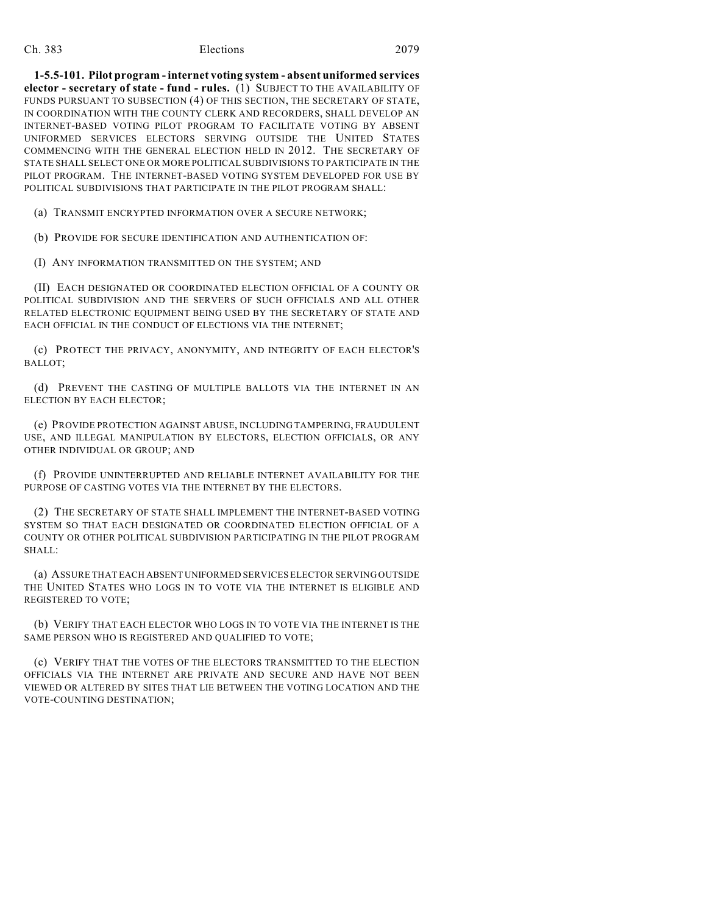**1-5.5-101. Pilot program - internet voting system - absent uniformed services elector - secretary of state - fund - rules.** (1) SUBJECT TO THE AVAILABILITY OF FUNDS PURSUANT TO SUBSECTION (4) OF THIS SECTION, THE SECRETARY OF STATE, IN COORDINATION WITH THE COUNTY CLERK AND RECORDERS, SHALL DEVELOP AN INTERNET-BASED VOTING PILOT PROGRAM TO FACILITATE VOTING BY ABSENT UNIFORMED SERVICES ELECTORS SERVING OUTSIDE THE UNITED STATES COMMENCING WITH THE GENERAL ELECTION HELD IN 2012. THE SECRETARY OF STATE SHALL SELECT ONE OR MORE POLITICAL SUBDIVISIONS TO PARTICIPATE IN THE PILOT PROGRAM. THE INTERNET-BASED VOTING SYSTEM DEVELOPED FOR USE BY POLITICAL SUBDIVISIONS THAT PARTICIPATE IN THE PILOT PROGRAM SHALL:

(a) TRANSMIT ENCRYPTED INFORMATION OVER A SECURE NETWORK;

(b) PROVIDE FOR SECURE IDENTIFICATION AND AUTHENTICATION OF:

(I) ANY INFORMATION TRANSMITTED ON THE SYSTEM; AND

(II) EACH DESIGNATED OR COORDINATED ELECTION OFFICIAL OF A COUNTY OR POLITICAL SUBDIVISION AND THE SERVERS OF SUCH OFFICIALS AND ALL OTHER RELATED ELECTRONIC EQUIPMENT BEING USED BY THE SECRETARY OF STATE AND EACH OFFICIAL IN THE CONDUCT OF ELECTIONS VIA THE INTERNET;

(c) PROTECT THE PRIVACY, ANONYMITY, AND INTEGRITY OF EACH ELECTOR'S BALLOT;

(d) PREVENT THE CASTING OF MULTIPLE BALLOTS VIA THE INTERNET IN AN ELECTION BY EACH ELECTOR;

(e) PROVIDE PROTECTION AGAINST ABUSE, INCLUDING TAMPERING, FRAUDULENT USE, AND ILLEGAL MANIPULATION BY ELECTORS, ELECTION OFFICIALS, OR ANY OTHER INDIVIDUAL OR GROUP; AND

(f) PROVIDE UNINTERRUPTED AND RELIABLE INTERNET AVAILABILITY FOR THE PURPOSE OF CASTING VOTES VIA THE INTERNET BY THE ELECTORS.

(2) THE SECRETARY OF STATE SHALL IMPLEMENT THE INTERNET-BASED VOTING SYSTEM SO THAT EACH DESIGNATED OR COORDINATED ELECTION OFFICIAL OF A COUNTY OR OTHER POLITICAL SUBDIVISION PARTICIPATING IN THE PILOT PROGRAM SHALL:

(a) ASSURE THAT EACH ABSENT UNIFORMED SERVICES ELECTOR SERVING OUTSIDE THE UNITED STATES WHO LOGS IN TO VOTE VIA THE INTERNET IS ELIGIBLE AND REGISTERED TO VOTE;

(b) VERIFY THAT EACH ELECTOR WHO LOGS IN TO VOTE VIA THE INTERNET IS THE SAME PERSON WHO IS REGISTERED AND QUALIFIED TO VOTE;

(c) VERIFY THAT THE VOTES OF THE ELECTORS TRANSMITTED TO THE ELECTION OFFICIALS VIA THE INTERNET ARE PRIVATE AND SECURE AND HAVE NOT BEEN VIEWED OR ALTERED BY SITES THAT LIE BETWEEN THE VOTING LOCATION AND THE VOTE-COUNTING DESTINATION;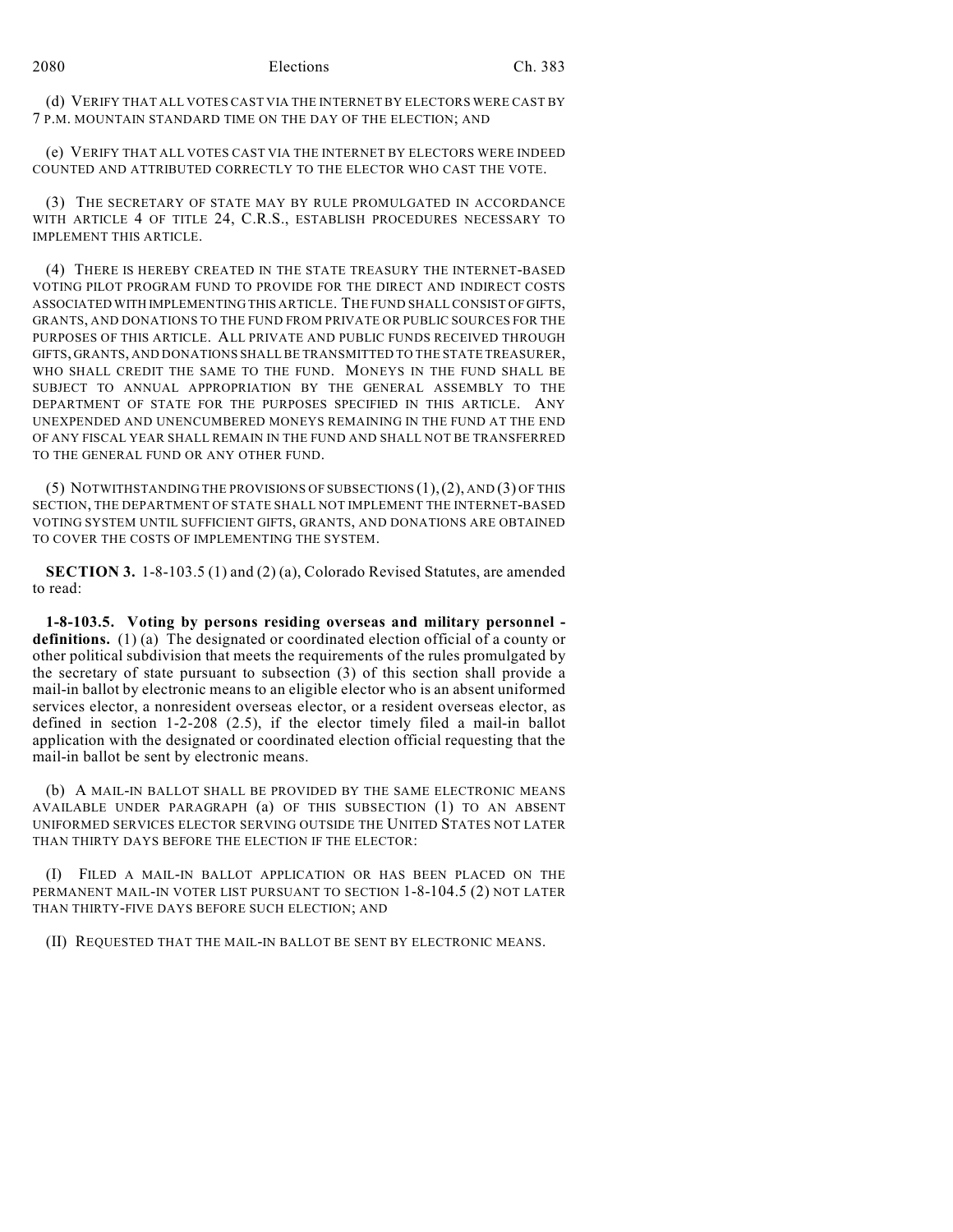(d) VERIFY THAT ALL VOTES CAST VIA THE INTERNET BY ELECTORS WERE CAST BY 7 P.M. MOUNTAIN STANDARD TIME ON THE DAY OF THE ELECTION; AND

(e) VERIFY THAT ALL VOTES CAST VIA THE INTERNET BY ELECTORS WERE INDEED COUNTED AND ATTRIBUTED CORRECTLY TO THE ELECTOR WHO CAST THE VOTE.

(3) THE SECRETARY OF STATE MAY BY RULE PROMULGATED IN ACCORDANCE WITH ARTICLE 4 OF TITLE 24, C.R.S., ESTABLISH PROCEDURES NECESSARY TO IMPLEMENT THIS ARTICLE.

(4) THERE IS HEREBY CREATED IN THE STATE TREASURY THE INTERNET-BASED VOTING PILOT PROGRAM FUND TO PROVIDE FOR THE DIRECT AND INDIRECT COSTS ASSOCIATED WITH IMPLEMENTING THIS ARTICLE. THE FUND SHALL CONSIST OF GIFTS, GRANTS, AND DONATIONS TO THE FUND FROM PRIVATE OR PUBLIC SOURCES FOR THE PURPOSES OF THIS ARTICLE. ALL PRIVATE AND PUBLIC FUNDS RECEIVED THROUGH GIFTS, GRANTS, AND DONATIONS SHALL BE TRANSMITTED TO THE STATE TREASURER, WHO SHALL CREDIT THE SAME TO THE FUND. MONEYS IN THE FUND SHALL BE SUBJECT TO ANNUAL APPROPRIATION BY THE GENERAL ASSEMBLY TO THE DEPARTMENT OF STATE FOR THE PURPOSES SPECIFIED IN THIS ARTICLE. ANY UNEXPENDED AND UNENCUMBERED MONEYS REMAINING IN THE FUND AT THE END OF ANY FISCAL YEAR SHALL REMAIN IN THE FUND AND SHALL NOT BE TRANSFERRED TO THE GENERAL FUND OR ANY OTHER FUND.

(5) NOTWITHSTANDING THE PROVISIONS OF SUBSECTIONS (1), (2), AND (3) OF THIS SECTION, THE DEPARTMENT OF STATE SHALL NOT IMPLEMENT THE INTERNET-BASED VOTING SYSTEM UNTIL SUFFICIENT GIFTS, GRANTS, AND DONATIONS ARE OBTAINED TO COVER THE COSTS OF IMPLEMENTING THE SYSTEM.

**SECTION 3.** 1-8-103.5 (1) and (2) (a), Colorado Revised Statutes, are amended to read:

**1-8-103.5. Voting by persons residing overseas and military personnel - definitions.** (1) (a) The designated or coordinated election official of a county or other political subdivision that meets the requirements of the rules promulgated by the secretary of state pursuant to subsection (3) of this section shall provide a mail-in ballot by electronic means to an eligible elector who is an absent uniformed services elector, a nonresident overseas elector, or a resident overseas elector, as defined in section 1-2-208 (2.5), if the elector timely filed a mail-in ballot application with the designated or coordinated election official requesting that the mail-in ballot be sent by electronic means.

(b) A MAIL-IN BALLOT SHALL BE PROVIDED BY THE SAME ELECTRONIC MEANS AVAILABLE UNDER PARAGRAPH (a) OF THIS SUBSECTION (1) TO AN ABSENT UNIFORMED SERVICES ELECTOR SERVING OUTSIDE THE UNITED STATES NOT LATER THAN THIRTY DAYS BEFORE THE ELECTION IF THE ELECTOR:

(I) FILED A MAIL-IN BALLOT APPLICATION OR HAS BEEN PLACED ON THE PERMANENT MAIL-IN VOTER LIST PURSUANT TO SECTION 1-8-104.5 (2) NOT LATER THAN THIRTY-FIVE DAYS BEFORE SUCH ELECTION; AND

(II) REQUESTED THAT THE MAIL-IN BALLOT BE SENT BY ELECTRONIC MEANS.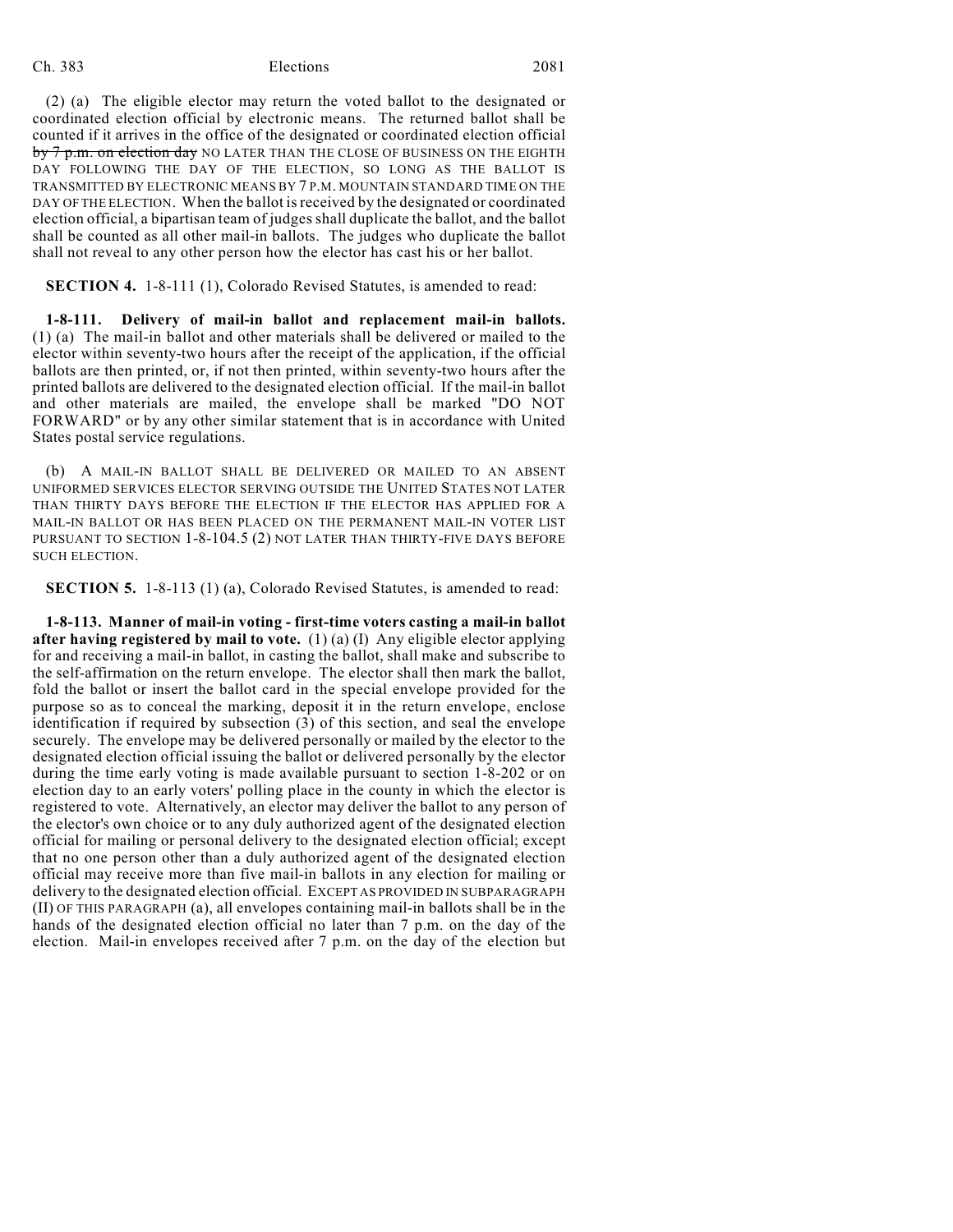(2) (a) The eligible elector may return the voted ballot to the designated or coordinated election official by electronic means. The returned ballot shall be counted if it arrives in the office of the designated or coordinated election official ~~by 7 p.m. on election day~~ NO LATER THAN THE CLOSE OF BUSINESS ON THE EIGHTH DAY FOLLOWING THE DAY OF THE ELECTION, SO LONG AS THE BALLOT IS TRANSMITTED BY ELECTRONIC MEANS BY 7 P.M. MOUNTAIN STANDARD TIME ON THE DAY OF THE ELECTION. When the ballot is received by the designated or coordinated election official, a bipartisan team of judges shall duplicate the ballot, and the ballot shall be counted as all other mail-in ballots. The judges who duplicate the ballot shall not reveal to any other person how the elector has cast his or her ballot.

**SECTION 4.** 1-8-111 (1), Colorado Revised Statutes, is amended to read:

**1-8-111. Delivery of mail-in ballot and replacement mail-in ballots.** (1) (a) The mail-in ballot and other materials shall be delivered or mailed to the elector within seventy-two hours after the receipt of the application, if the official ballots are then printed, or, if not then printed, within seventy-two hours after the printed ballots are delivered to the designated election official. If the mail-in ballot and other materials are mailed, the envelope shall be marked "DO NOT FORWARD" or by any other similar statement that is in accordance with United States postal service regulations.

(b) A MAIL-IN BALLOT SHALL BE DELIVERED OR MAILED TO AN ABSENT UNIFORMED SERVICES ELECTOR SERVING OUTSIDE THE UNITED STATES NOT LATER THAN THIRTY DAYS BEFORE THE ELECTION IF THE ELECTOR HAS APPLIED FOR A MAIL-IN BALLOT OR HAS BEEN PLACED ON THE PERMANENT MAIL-IN VOTER LIST PURSUANT TO SECTION 1-8-104.5 (2) NOT LATER THAN THIRTY-FIVE DAYS BEFORE SUCH ELECTION.

**SECTION 5.** 1-8-113 (1) (a), Colorado Revised Statutes, is amended to read:

**1-8-113. Manner of mail-in voting - first-time voters casting a mail-in ballot after having registered by mail to vote.** (1) (a) (I) Any eligible elector applying for and receiving a mail-in ballot, in casting the ballot, shall make and subscribe to the self-affirmation on the return envelope. The elector shall then mark the ballot, fold the ballot or insert the ballot card in the special envelope provided for the purpose so as to conceal the marking, deposit it in the return envelope, enclose identification if required by subsection (3) of this section, and seal the envelope securely. The envelope may be delivered personally or mailed by the elector to the designated election official issuing the ballot or delivered personally by the elector during the time early voting is made available pursuant to section 1-8-202 or on election day to an early voters' polling place in the county in which the elector is registered to vote. Alternatively, an elector may deliver the ballot to any person of the elector's own choice or to any duly authorized agent of the designated election official for mailing or personal delivery to the designated election official; except that no one person other than a duly authorized agent of the designated election official may receive more than five mail-in ballots in any election for mailing or delivery to the designated election official. EXCEPT AS PROVIDED IN SUBPARAGRAPH (II) OF THIS PARAGRAPH (a), all envelopes containing mail-in ballots shall be in the hands of the designated election official no later than 7 p.m. on the day of the election. Mail-in envelopes received after 7 p.m. on the day of the election but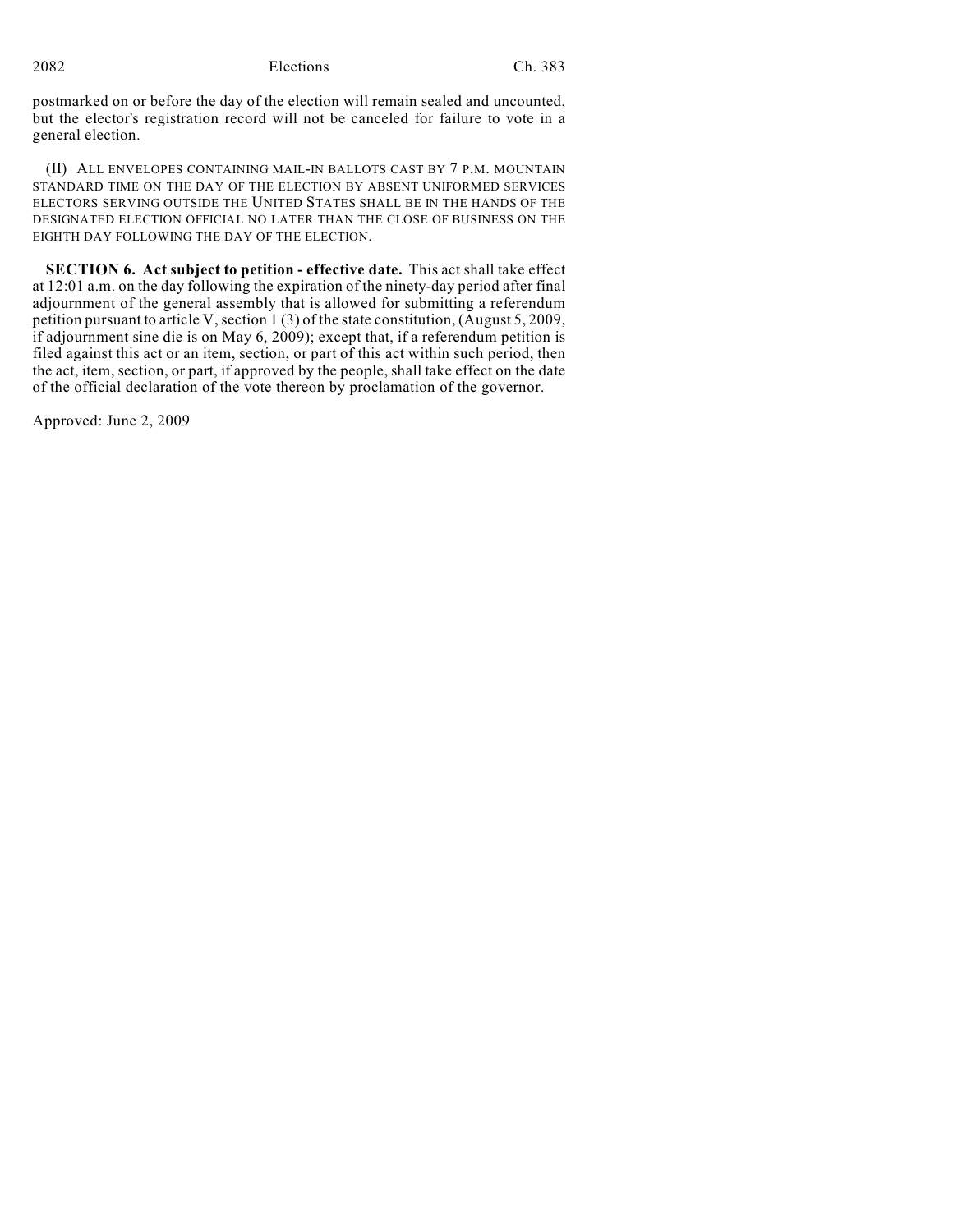postmarked on or before the day of the election will remain sealed and uncounted, but the elector's registration record will not be canceled for failure to vote in a general election.

(II) ALL ENVELOPES CONTAINING MAIL-IN BALLOTS CAST BY 7 P.M. MOUNTAIN STANDARD TIME ON THE DAY OF THE ELECTION BY ABSENT UNIFORMED SERVICES ELECTORS SERVING OUTSIDE THE UNITED STATES SHALL BE IN THE HANDS OF THE DESIGNATED ELECTION OFFICIAL NO LATER THAN THE CLOSE OF BUSINESS ON THE EIGHTH DAY FOLLOWING THE DAY OF THE ELECTION.

**SECTION 6. Act subject to petition - effective date.** This act shall take effect at 12:01 a.m. on the day following the expiration of the ninety-day period after final adjournment of the general assembly that is allowed for submitting a referendum petition pursuant to article V, section 1 (3) of the state constitution, (August 5, 2009, if adjournment sine die is on May 6, 2009); except that, if a referendum petition is filed against this act or an item, section, or part of this act within such period, then the act, item, section, or part, if approved by the people, shall take effect on the date of the official declaration of the vote thereon by proclamation of the governor.

Approved: June 2, 2009